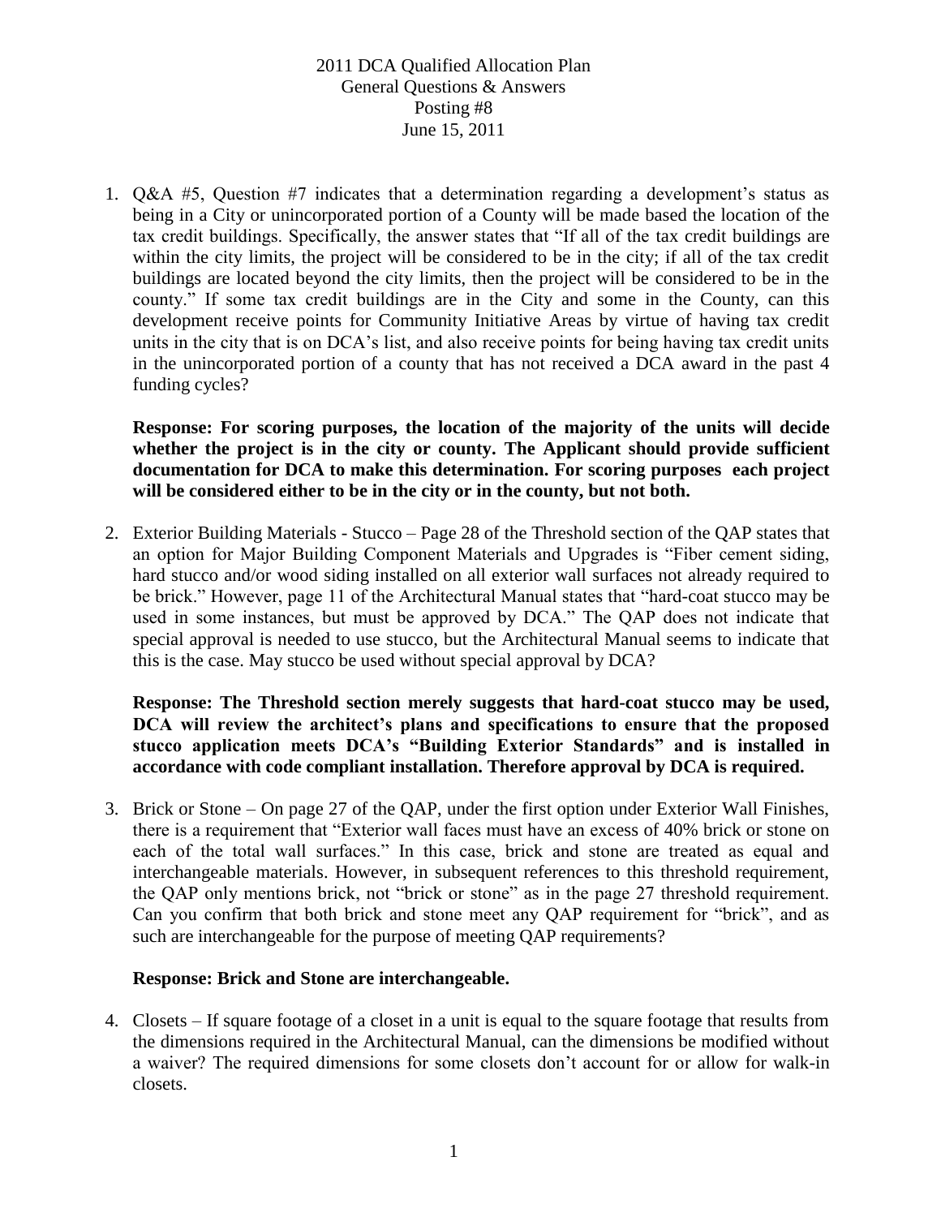2011 DCA Qualified Allocation Plan
General Questions & Answers
Posting #8
June 15, 2011

1. Q&A #5, Question #7 indicates that a determination regarding a development's status as being in a City or unincorporated portion of a County will be made based the location of the tax credit buildings. Specifically, the answer states that "If all of the tax credit buildings are within the city limits, the project will be considered to be in the city; if all of the tax credit buildings are located beyond the city limits, then the project will be considered to be in the county." If some tax credit buildings are in the City and some in the County, can this development receive points for Community Initiative Areas by virtue of having tax credit units in the city that is on DCA's list, and also receive points for being having tax credit units in the unincorporated portion of a county that has not received a DCA award in the past 4 funding cycles?

   **Response: For scoring purposes, the location of the majority of the units will decide whether the project is in the city or county. The Applicant should provide sufficient documentation for DCA to make this determination. For scoring purposes each project will be considered either to be in the city or in the county, but not both.**

2. Exterior Building Materials - Stucco – Page 28 of the Threshold section of the QAP states that an option for Major Building Component Materials and Upgrades is "Fiber cement siding, hard stucco and/or wood siding installed on all exterior wall surfaces not already required to be brick." However, page 11 of the Architectural Manual states that "hard-coat stucco may be used in some instances, but must be approved by DCA." The QAP does not indicate that special approval is needed to use stucco, but the Architectural Manual seems to indicate that this is the case. May stucco be used without special approval by DCA?

   **Response: The Threshold section merely suggests that hard-coat stucco may be used, DCA will review the architect's plans and specifications to ensure that the proposed stucco application meets DCA's "Building Exterior Standards" and is installed in accordance with code compliant installation. Therefore approval by DCA is required.**

3. Brick or Stone – On page 27 of the QAP, under the first option under Exterior Wall Finishes, there is a requirement that "Exterior wall faces must have an excess of 40% brick or stone on each of the total wall surfaces." In this case, brick and stone are treated as equal and interchangeable materials. However, in subsequent references to this threshold requirement, the QAP only mentions brick, not "brick or stone" as in the page 27 threshold requirement. Can you confirm that both brick and stone meet any QAP requirement for "brick", and as such are interchangeable for the purpose of meeting QAP requirements?

   **Response: Brick and Stone are interchangeable.**

4. Closets – If square footage of a closet in a unit is equal to the square footage that results from the dimensions required in the Architectural Manual, can the dimensions be modified without a waiver? The required dimensions for some closets don't account for or allow for walk-in closets.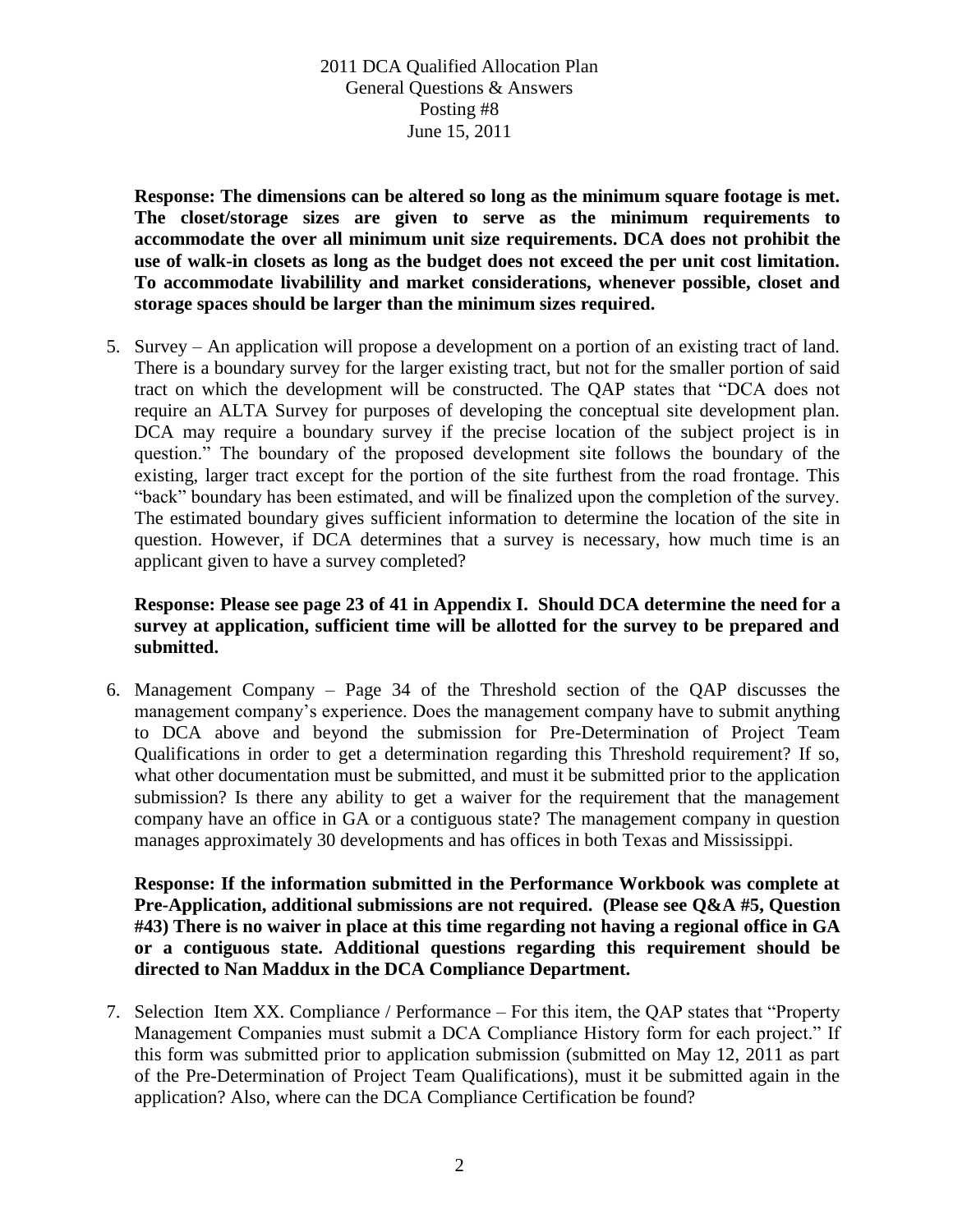**Response: The dimensions can be altered so long as the minimum square footage is met. The closet/storage sizes are given to serve as the minimum requirements to accommodate the over all minimum unit size requirements. DCA does not prohibit the use of walk-in closets as long as the budget does not exceed the per unit cost limitation. To accommodate livabilility and market considerations, whenever possible, closet and storage spaces should be larger than the minimum sizes required.**

5. Survey – An application will propose a development on a portion of an existing tract of land. There is a boundary survey for the larger existing tract, but not for the smaller portion of said tract on which the development will be constructed. The QAP states that "DCA does not require an ALTA Survey for purposes of developing the conceptual site development plan. DCA may require a boundary survey if the precise location of the subject project is in question." The boundary of the proposed development site follows the boundary of the existing, larger tract except for the portion of the site furthest from the road frontage. This "back" boundary has been estimated, and will be finalized upon the completion of the survey. The estimated boundary gives sufficient information to determine the location of the site in question. However, if DCA determines that a survey is necessary, how much time is an applicant given to have a survey completed?

   **Response: Please see page 23 of 41 in Appendix I. Should DCA determine the need for a survey at application, sufficient time will be allotted for the survey to be prepared and submitted.**

6. Management Company – Page 34 of the Threshold section of the QAP discusses the management company's experience. Does the management company have to submit anything to DCA above and beyond the submission for Pre-Determination of Project Team Qualifications in order to get a determination regarding this Threshold requirement? If so, what other documentation must be submitted, and must it be submitted prior to the application submission? Is there any ability to get a waiver for the requirement that the management company have an office in GA or a contiguous state? The management company in question manages approximately 30 developments and has offices in both Texas and Mississippi.

   **Response: If the information submitted in the Performance Workbook was complete at Pre-Application, additional submissions are not required. (Please see Q&A #5, Question #43) There is no waiver in place at this time regarding not having a regional office in GA or a contiguous state. Additional questions regarding this requirement should be directed to Nan Maddux in the DCA Compliance Department.**

7. Selection Item XX. Compliance / Performance – For this item, the QAP states that "Property Management Companies must submit a DCA Compliance History form for each project." If this form was submitted prior to application submission (submitted on May 12, 2011 as part of the Pre-Determination of Project Team Qualifications), must it be submitted again in the application? Also, where can the DCA Compliance Certification be found?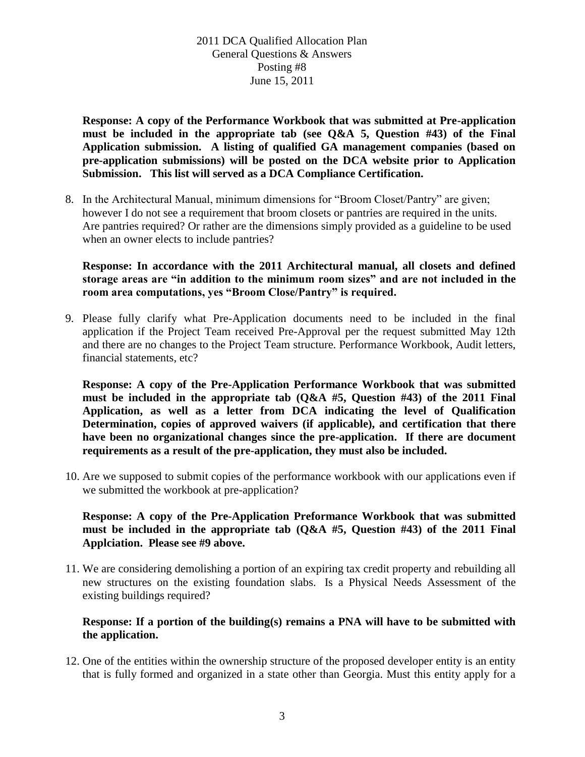**Response: A copy of the Performance Workbook that was submitted at Pre-application must be included in the appropriate tab (see Q&A 5, Question #43) of the Final Application submission. A listing of qualified GA management companies (based on pre-application submissions) will be posted on the DCA website prior to Application Submission. This list will served as a DCA Compliance Certification.**

8. In the Architectural Manual, minimum dimensions for "Broom Closet/Pantry" are given; however I do not see a requirement that broom closets or pantries are required in the units. Are pantries required? Or rather are the dimensions simply provided as a guideline to be used when an owner elects to include pantries?

   **Response: In accordance with the 2011 Architectural manual, all closets and defined storage areas are "in addition to the minimum room sizes" and are not included in the room area computations, yes "Broom Close/Pantry" is required.**

9. Please fully clarify what Pre-Application documents need to be included in the final application if the Project Team received Pre-Approval per the request submitted May 12th and there are no changes to the Project Team structure. Performance Workbook, Audit letters, financial statements, etc?

   **Response: A copy of the Pre-Application Performance Workbook that was submitted must be included in the appropriate tab (Q&A #5, Question #43) of the 2011 Final Application, as well as a letter from DCA indicating the level of Qualification Determination, copies of approved waivers (if applicable), and certification that there have been no organizational changes since the pre-application. If there are document requirements as a result of the pre-application, they must also be included.**

10. Are we supposed to submit copies of the performance workbook with our applications even if we submitted the workbook at pre-application?

    **Response: A copy of the Pre-Application Preformance Workbook that was submitted must be included in the appropriate tab (Q&A #5, Question #43) of the 2011 Final Applciation. Please see #9 above.**

11. We are considering demolishing a portion of an expiring tax credit property and rebuilding all new structures on the existing foundation slabs. Is a Physical Needs Assessment of the existing buildings required?

    **Response: If a portion of the building(s) remains a PNA will have to be submitted with the application.**

12. One of the entities within the ownership structure of the proposed developer entity is an entity that is fully formed and organized in a state other than Georgia. Must this entity apply for a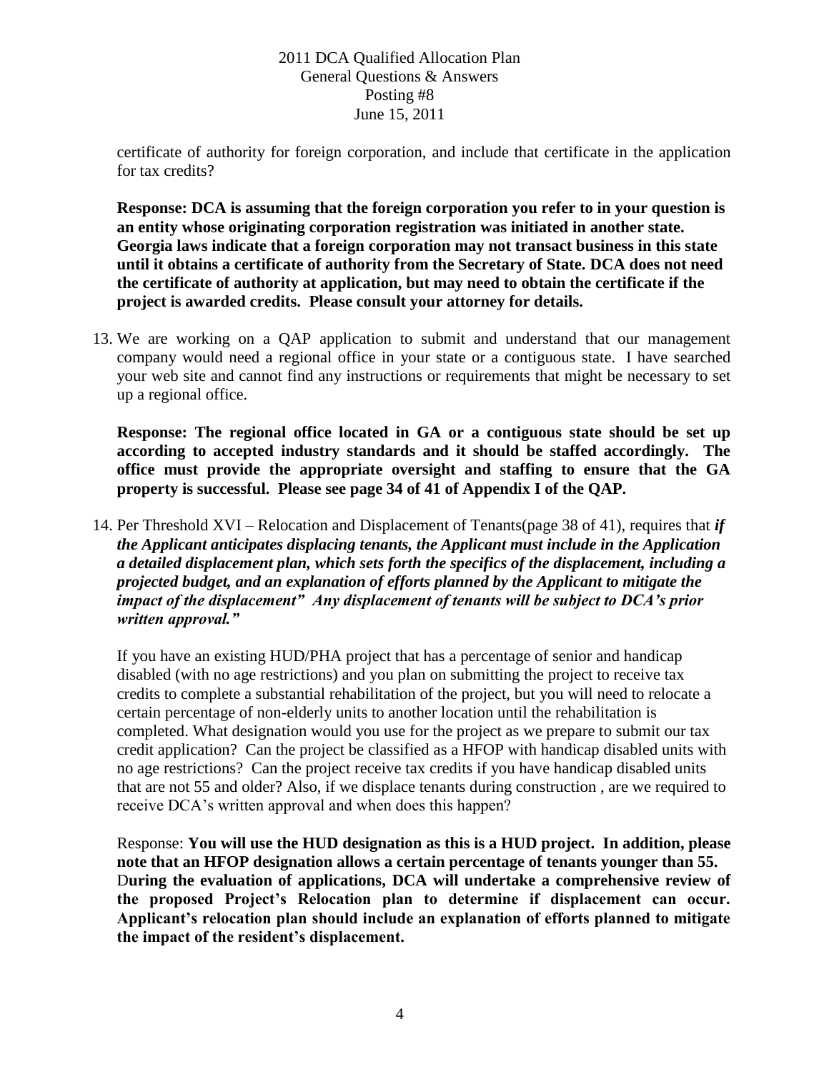certificate of authority for foreign corporation, and include that certificate in the application for tax credits?

**Response: DCA is assuming that the foreign corporation you refer to in your question is an entity whose originating corporation registration was initiated in another state. Georgia laws indicate that a foreign corporation may not transact business in this state until it obtains a certificate of authority from the Secretary of State. DCA does not need the certificate of authority at application, but may need to obtain the certificate if the project is awarded credits. Please consult your attorney for details.**

13. We are working on a QAP application to submit and understand that our management company would need a regional office in your state or a contiguous state. I have searched your web site and cannot find any instructions or requirements that might be necessary to set up a regional office.

    **Response: The regional office located in GA or a contiguous state should be set up according to accepted industry standards and it should be staffed accordingly. The office must provide the appropriate oversight and staffing to ensure that the GA property is successful. Please see page 34 of 41 of Appendix I of the QAP.**

14. Per Threshold XVI – Relocation and Displacement of Tenants(page 38 of 41), requires that ***if the Applicant anticipates displacing tenants, the Applicant must include in the Application a detailed displacement plan, which sets forth the specifics of the displacement, including a projected budget, and an explanation of efforts planned by the Applicant to mitigate the impact of the displacement" Any displacement of tenants will be subject to DCA's prior written approval."***

    If you have an existing HUD/PHA project that has a percentage of senior and handicap disabled (with no age restrictions) and you plan on submitting the project to receive tax credits to complete a substantial rehabilitation of the project, but you will need to relocate a certain percentage of non-elderly units to another location until the rehabilitation is completed. What designation would you use for the project as we prepare to submit our tax credit application? Can the project be classified as a HFOP with handicap disabled units with no age restrictions? Can the project receive tax credits if you have handicap disabled units that are not 55 and older? Also, if we displace tenants during construction , are we required to receive DCA's written approval and when does this happen?

    Response: **You will use the HUD designation as this is a HUD project. In addition, please note that an HFOP designation allows a certain percentage of tenants younger than 55. During the evaluation of applications, DCA will undertake a comprehensive review of the proposed Project's Relocation plan to determine if displacement can occur. Applicant's relocation plan should include an explanation of efforts planned to mitigate the impact of the resident's displacement.**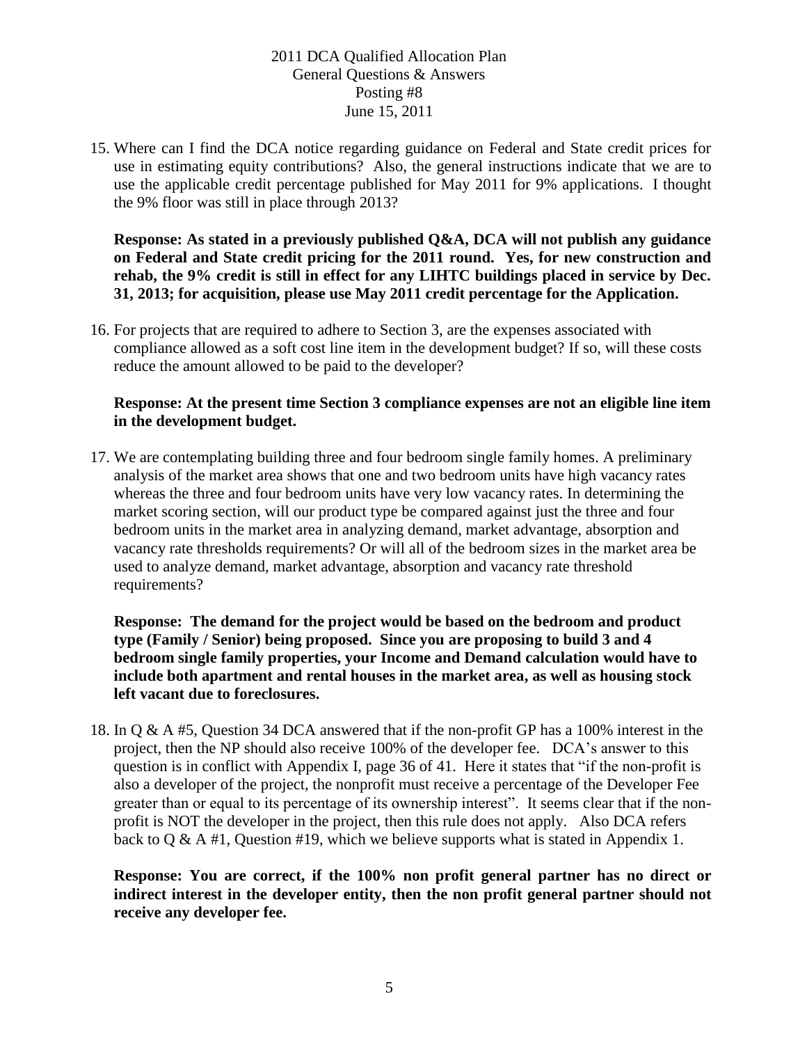15. Where can I find the DCA notice regarding guidance on Federal and State credit prices for use in estimating equity contributions? Also, the general instructions indicate that we are to use the applicable credit percentage published for May 2011 for 9% applications. I thought the 9% floor was still in place through 2013?

    **Response: As stated in a previously published Q&A, DCA will not publish any guidance on Federal and State credit pricing for the 2011 round. Yes, for new construction and rehab, the 9% credit is still in effect for any LIHTC buildings placed in service by Dec. 31, 2013; for acquisition, please use May 2011 credit percentage for the Application.**

16. For projects that are required to adhere to Section 3, are the expenses associated with compliance allowed as a soft cost line item in the development budget? If so, will these costs reduce the amount allowed to be paid to the developer?

    **Response: At the present time Section 3 compliance expenses are not an eligible line item in the development budget.**

17. We are contemplating building three and four bedroom single family homes. A preliminary analysis of the market area shows that one and two bedroom units have high vacancy rates whereas the three and four bedroom units have very low vacancy rates. In determining the market scoring section, will our product type be compared against just the three and four bedroom units in the market area in analyzing demand, market advantage, absorption and vacancy rate thresholds requirements? Or will all of the bedroom sizes in the market area be used to analyze demand, market advantage, absorption and vacancy rate threshold requirements?

    **Response: The demand for the project would be based on the bedroom and product type (Family / Senior) being proposed. Since you are proposing to build 3 and 4 bedroom single family properties, your Income and Demand calculation would have to include both apartment and rental houses in the market area, as well as housing stock left vacant due to foreclosures.**

18. In Q & A #5, Question 34 DCA answered that if the non-profit GP has a 100% interest in the project, then the NP should also receive 100% of the developer fee. DCA's answer to this question is in conflict with Appendix I, page 36 of 41. Here it states that "if the non-profit is also a developer of the project, the nonprofit must receive a percentage of the Developer Fee greater than or equal to its percentage of its ownership interest". It seems clear that if the non-profit is NOT the developer in the project, then this rule does not apply. Also DCA refers back to Q & A #1, Question #19, which we believe supports what is stated in Appendix 1.

    **Response: You are correct, if the 100% non profit general partner has no direct or indirect interest in the developer entity, then the non profit general partner should not receive any developer fee.**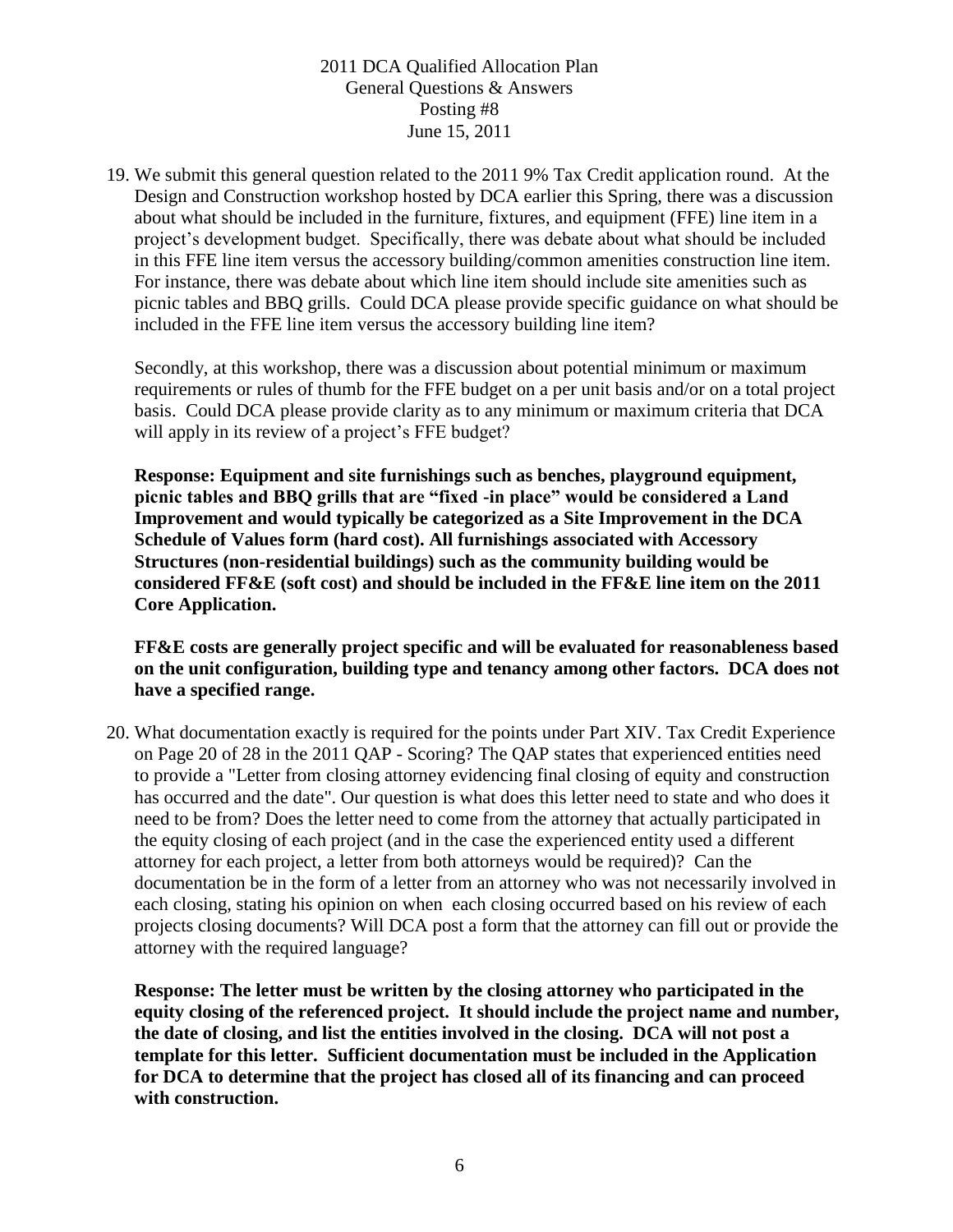2011 DCA Qualified Allocation Plan
General Questions & Answers
Posting #8
June 15, 2011

19. We submit this general question related to the 2011 9% Tax Credit application round. At the Design and Construction workshop hosted by DCA earlier this Spring, there was a discussion about what should be included in the furniture, fixtures, and equipment (FFE) line item in a project's development budget. Specifically, there was debate about what should be included in this FFE line item versus the accessory building/common amenities construction line item. For instance, there was debate about which line item should include site amenities such as picnic tables and BBQ grills. Could DCA please provide specific guidance on what should be included in the FFE line item versus the accessory building line item?

   Secondly, at this workshop, there was a discussion about potential minimum or maximum requirements or rules of thumb for the FFE budget on a per unit basis and/or on a total project basis. Could DCA please provide clarity as to any minimum or maximum criteria that DCA will apply in its review of a project's FFE budget?

   **Response: Equipment and site furnishings such as benches, playground equipment, picnic tables and BBQ grills that are "fixed -in place" would be considered a Land Improvement and would typically be categorized as a Site Improvement in the DCA Schedule of Values form (hard cost). All furnishings associated with Accessory Structures (non-residential buildings) such as the community building would be considered FF&E (soft cost) and should be included in the FF&E line item on the 2011 Core Application.**

   **FF&E costs are generally project specific and will be evaluated for reasonableness based on the unit configuration, building type and tenancy among other factors. DCA does not have a specified range.**

20. What documentation exactly is required for the points under Part XIV. Tax Credit Experience on Page 20 of 28 in the 2011 QAP - Scoring? The QAP states that experienced entities need to provide a "Letter from closing attorney evidencing final closing of equity and construction has occurred and the date". Our question is what does this letter need to state and who does it need to be from? Does the letter need to come from the attorney that actually participated in the equity closing of each project (and in the case the experienced entity used a different attorney for each project, a letter from both attorneys would be required)? Can the documentation be in the form of a letter from an attorney who was not necessarily involved in each closing, stating his opinion on when each closing occurred based on his review of each projects closing documents? Will DCA post a form that the attorney can fill out or provide the attorney with the required language?

   **Response: The letter must be written by the closing attorney who participated in the equity closing of the referenced project. It should include the project name and number, the date of closing, and list the entities involved in the closing. DCA will not post a template for this letter. Sufficient documentation must be included in the Application for DCA to determine that the project has closed all of its financing and can proceed with construction.**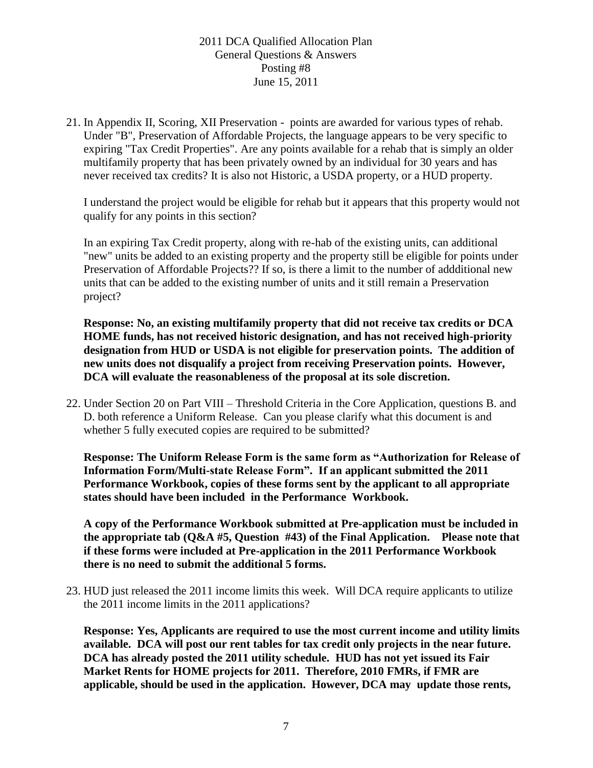2011 DCA Qualified Allocation Plan
General Questions & Answers
Posting #8
June 15, 2011

21. In Appendix II, Scoring, XII Preservation - points are awarded for various types of rehab. Under "B", Preservation of Affordable Projects, the language appears to be very specific to expiring "Tax Credit Properties". Are any points available for a rehab that is simply an older multifamily property that has been privately owned by an individual for 30 years and has never received tax credits? It is also not Historic, a USDA property, or a HUD property.

    I understand the project would be eligible for rehab but it appears that this property would not qualify for any points in this section?

    In an expiring Tax Credit property, along with re-hab of the existing units, can additional "new" units be added to an existing property and the property still be eligible for points under Preservation of Affordable Projects?? If so, is there a limit to the number of addditional new units that can be added to the existing number of units and it still remain a Preservation project?

    **Response: No, an existing multifamily property that did not receive tax credits or DCA HOME funds, has not received historic designation, and has not received high-priority designation from HUD or USDA is not eligible for preservation points. The addition of new units does not disqualify a project from receiving Preservation points. However, DCA will evaluate the reasonableness of the proposal at its sole discretion.**

22. Under Section 20 on Part VIII – Threshold Criteria in the Core Application, questions B. and D. both reference a Uniform Release. Can you please clarify what this document is and whether 5 fully executed copies are required to be submitted?

    **Response: The Uniform Release Form is the same form as "Authorization for Release of Information Form/Multi-state Release Form". If an applicant submitted the 2011 Performance Workbook, copies of these forms sent by the applicant to all appropriate states should have been included in the Performance Workbook.**

    **A copy of the Performance Workbook submitted at Pre-application must be included in the appropriate tab (Q&A #5, Question #43) of the Final Application. Please note that if these forms were included at Pre-application in the 2011 Performance Workbook there is no need to submit the additional 5 forms.**

23. HUD just released the 2011 income limits this week. Will DCA require applicants to utilize the 2011 income limits in the 2011 applications?

    **Response: Yes, Applicants are required to use the most current income and utility limits available. DCA will post our rent tables for tax credit only projects in the near future. DCA has already posted the 2011 utility schedule. HUD has not yet issued its Fair Market Rents for HOME projects for 2011. Therefore, 2010 FMRs, if FMR are applicable, should be used in the application. However, DCA may update those rents,**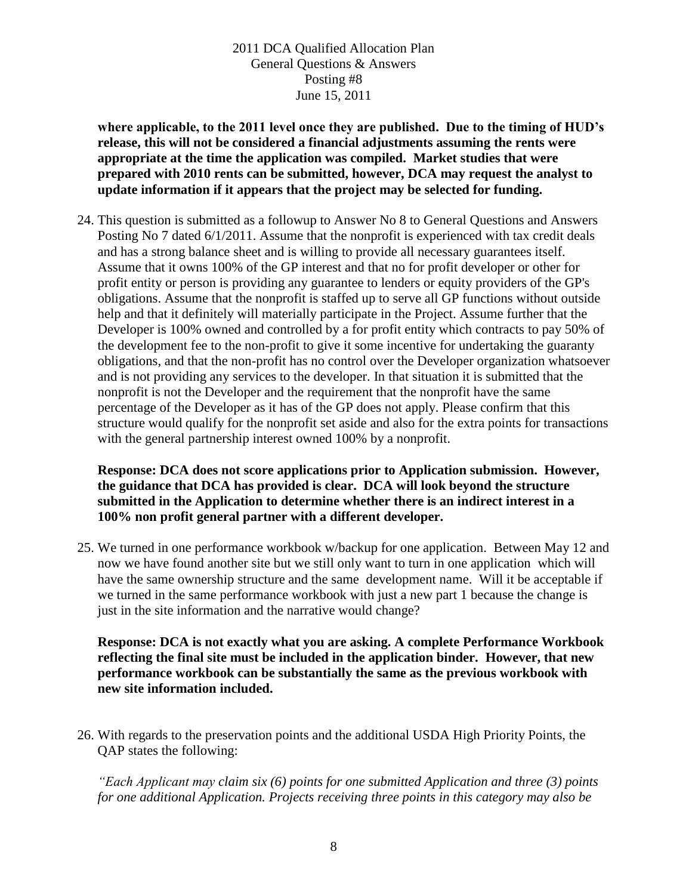**where applicable, to the 2011 level once they are published. Due to the timing of HUD's release, this will not be considered a financial adjustments assuming the rents were appropriate at the time the application was compiled. Market studies that were prepared with 2010 rents can be submitted, however, DCA may request the analyst to update information if it appears that the project may be selected for funding.**

24. This question is submitted as a followup to Answer No 8 to General Questions and Answers Posting No 7 dated 6/1/2011. Assume that the nonprofit is experienced with tax credit deals and has a strong balance sheet and is willing to provide all necessary guarantees itself. Assume that it owns 100% of the GP interest and that no for profit developer or other for profit entity or person is providing any guarantee to lenders or equity providers of the GP's obligations. Assume that the nonprofit is staffed up to serve all GP functions without outside help and that it definitely will materially participate in the Project. Assume further that the Developer is 100% owned and controlled by a for profit entity which contracts to pay 50% of the development fee to the non-profit to give it some incentive for undertaking the guaranty obligations, and that the non-profit has no control over the Developer organization whatsoever and is not providing any services to the developer. In that situation it is submitted that the nonprofit is not the Developer and the requirement that the nonprofit have the same percentage of the Developer as it has of the GP does not apply. Please confirm that this structure would qualify for the nonprofit set aside and also for the extra points for transactions with the general partnership interest owned 100% by a nonprofit.

    **Response: DCA does not score applications prior to Application submission. However, the guidance that DCA has provided is clear. DCA will look beyond the structure submitted in the Application to determine whether there is an indirect interest in a 100% non profit general partner with a different developer.**

25. We turned in one performance workbook w/backup for one application. Between May 12 and now we have found another site but we still only want to turn in one application which will have the same ownership structure and the same development name. Will it be acceptable if we turned in the same performance workbook with just a new part 1 because the change is just in the site information and the narrative would change?

    **Response: DCA is not exactly what you are asking. A complete Performance Workbook reflecting the final site must be included in the application binder. However, that new performance workbook can be substantially the same as the previous workbook with new site information included.**

26. With regards to the preservation points and the additional USDA High Priority Points, the QAP states the following:

    *"Each Applicant may claim six (6) points for one submitted Application and three (3) points for one additional Application. Projects receiving three points in this category may also be*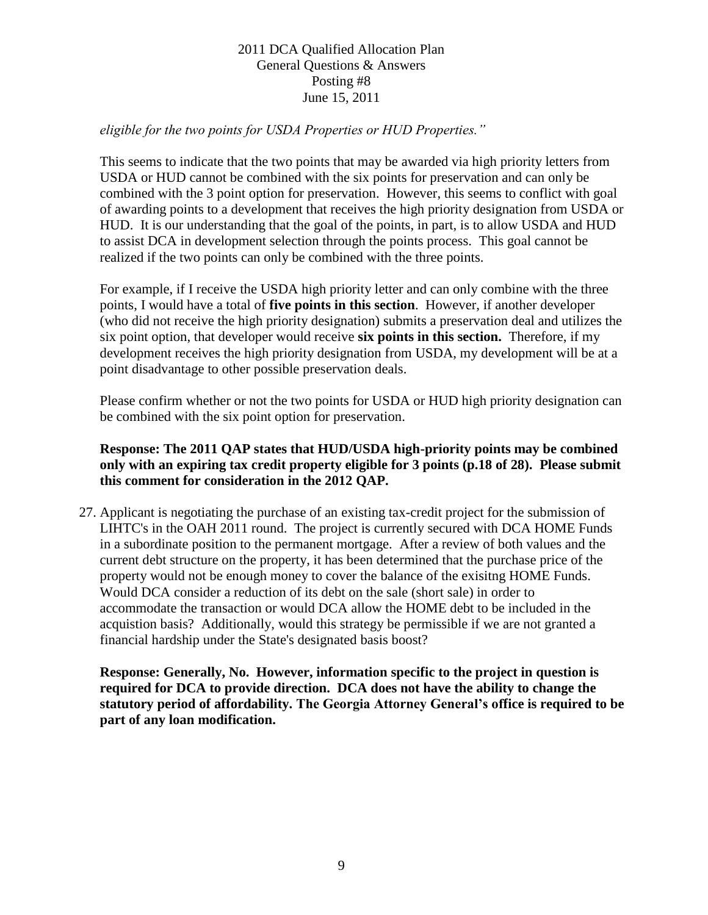*eligible for the two points for USDA Properties or HUD Properties."*

This seems to indicate that the two points that may be awarded via high priority letters from USDA or HUD cannot be combined with the six points for preservation and can only be combined with the 3 point option for preservation. However, this seems to conflict with goal of awarding points to a development that receives the high priority designation from USDA or HUD. It is our understanding that the goal of the points, in part, is to allow USDA and HUD to assist DCA in development selection through the points process. This goal cannot be realized if the two points can only be combined with the three points.

For example, if I receive the USDA high priority letter and can only combine with the three points, I would have a total of **five points in this section**. However, if another developer (who did not receive the high priority designation) submits a preservation deal and utilizes the six point option, that developer would receive **six points in this section.** Therefore, if my development receives the high priority designation from USDA, my development will be at a point disadvantage to other possible preservation deals.

Please confirm whether or not the two points for USDA or HUD high priority designation can be combined with the six point option for preservation.

**Response: The 2011 QAP states that HUD/USDA high-priority points may be combined only with an expiring tax credit property eligible for 3 points (p.18 of 28). Please submit this comment for consideration in the 2012 QAP.**

27. Applicant is negotiating the purchase of an existing tax-credit project for the submission of LIHTC's in the OAH 2011 round. The project is currently secured with DCA HOME Funds in a subordinate position to the permanent mortgage. After a review of both values and the current debt structure on the property, it has been determined that the purchase price of the property would not be enough money to cover the balance of the exisitng HOME Funds. Would DCA consider a reduction of its debt on the sale (short sale) in order to accommodate the transaction or would DCA allow the HOME debt to be included in the acquistion basis? Additionally, would this strategy be permissible if we are not granted a financial hardship under the State's designated basis boost?

    **Response: Generally, No. However, information specific to the project in question is required for DCA to provide direction. DCA does not have the ability to change the statutory period of affordability. The Georgia Attorney General's office is required to be part of any loan modification.**